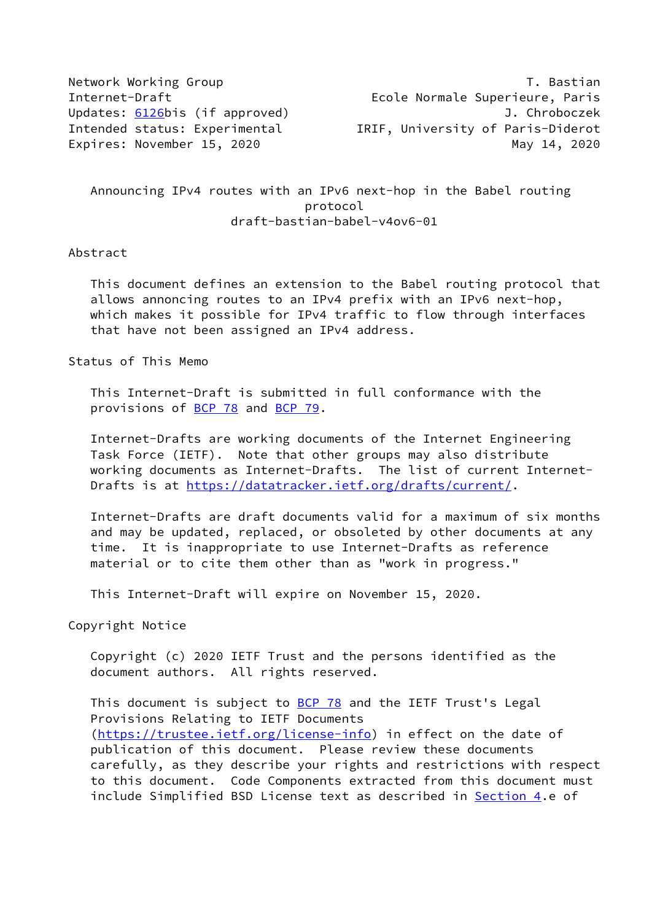Network Working Group T. Bastian
Internet-Draft Ecole Normale Superieure, Paris
Updates: 6126bis (if approved) J. Chroboczek
Intended status: Experimental IRIF, University of Paris-Diderot
Expires: November 15, 2020 May 14, 2020

# Announcing IPv4 routes with an IPv6 next-hop in the Babel routing protocol

draft-bastian-babel-v4ov6-01

## Abstract

This document defines an extension to the Babel routing protocol that allows annoncing routes to an IPv4 prefix with an IPv6 next-hop, which makes it possible for IPv4 traffic to flow through interfaces that have not been assigned an IPv4 address.

## Status of This Memo

This Internet-Draft is submitted in full conformance with the provisions of BCP 78 and BCP 79.

Internet-Drafts are working documents of the Internet Engineering Task Force (IETF). Note that other groups may also distribute working documents as Internet-Drafts. The list of current Internet-Drafts is at https://datatracker.ietf.org/drafts/current/.

Internet-Drafts are draft documents valid for a maximum of six months and may be updated, replaced, or obsoleted by other documents at any time. It is inappropriate to use Internet-Drafts as reference material or to cite them other than as "work in progress."

This Internet-Draft will expire on November 15, 2020.

## Copyright Notice

Copyright (c) 2020 IETF Trust and the persons identified as the document authors. All rights reserved.

This document is subject to BCP 78 and the IETF Trust's Legal Provisions Relating to IETF Documents (https://trustee.ietf.org/license-info) in effect on the date of publication of this document. Please review these documents carefully, as they describe your rights and restrictions with respect to this document. Code Components extracted from this document must include Simplified BSD License text as described in Section 4.e of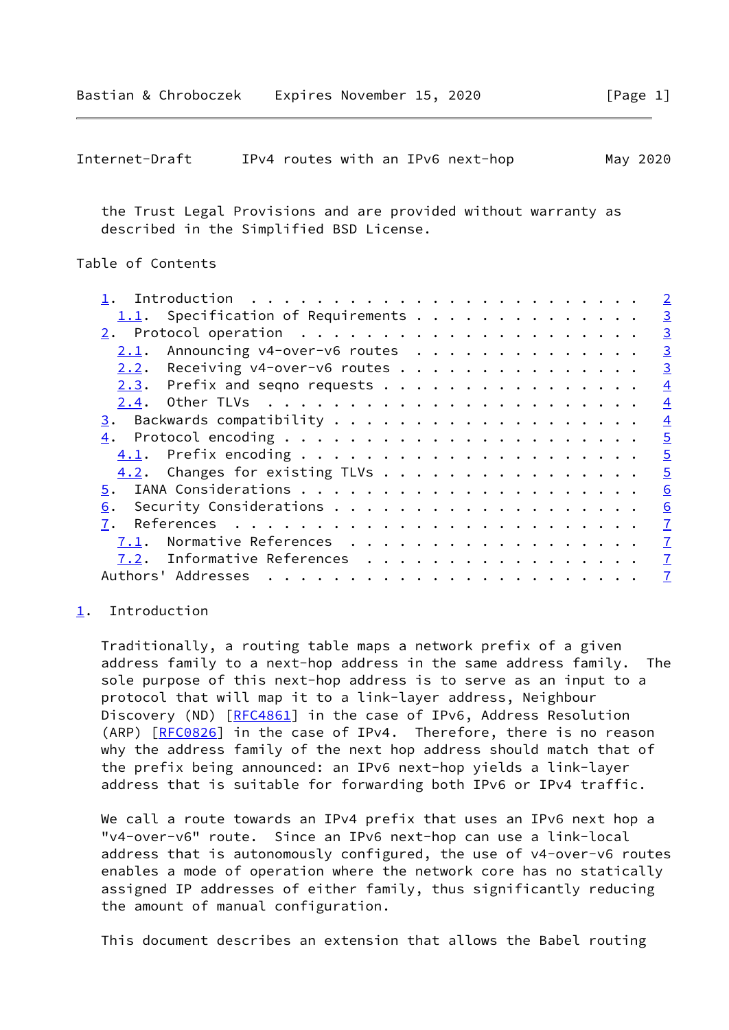the Trust Legal Provisions and are provided without warranty as described in the Simplified BSD License.

## Table of Contents

1. Introduction . . . . . . . . . . . . . . . . . . . . . . . . 2
   1.1. Specification of Requirements . . . . . . . . . . . . . . 3
2. Protocol operation . . . . . . . . . . . . . . . . . . . . . 3
   2.1. Announcing v4-over-v6 routes . . . . . . . . . . . . . . 3
   2.2. Receiving v4-over-v6 routes . . . . . . . . . . . . . . . 3
   2.3. Prefix and seqno requests . . . . . . . . . . . . . . . . 4
   2.4. Other TLVs . . . . . . . . . . . . . . . . . . . . . . . 4
3. Backwards compatibility . . . . . . . . . . . . . . . . . . . 4
4. Protocol encoding . . . . . . . . . . . . . . . . . . . . . . 5
   4.1. Prefix encoding . . . . . . . . . . . . . . . . . . . . . 5
   4.2. Changes for existing TLVs . . . . . . . . . . . . . . . . 5
5. IANA Considerations . . . . . . . . . . . . . . . . . . . . . 6
6. Security Considerations . . . . . . . . . . . . . . . . . . . 6
7. References . . . . . . . . . . . . . . . . . . . . . . . . . 7
   7.1. Normative References . . . . . . . . . . . . . . . . . . 7
   7.2. Informative References . . . . . . . . . . . . . . . . . 7
Authors' Addresses . . . . . . . . . . . . . . . . . . . . . . . 7

## 1. Introduction

Traditionally, a routing table maps a network prefix of a given address family to a next-hop address in the same address family. The sole purpose of this next-hop address is to serve as an input to a protocol that will map it to a link-layer address, Neighbour Discovery (ND) [RFC4861] in the case of IPv6, Address Resolution (ARP) [RFC0826] in the case of IPv4. Therefore, there is no reason why the address family of the next hop address should match that of the prefix being announced: an IPv6 next-hop yields a link-layer address that is suitable for forwarding both IPv6 or IPv4 traffic.

We call a route towards an IPv4 prefix that uses an IPv6 next hop a "v4-over-v6" route. Since an IPv6 next-hop can use a link-local address that is autonomously configured, the use of v4-over-v6 routes enables a mode of operation where the network core has no statically assigned IP addresses of either family, thus significantly reducing the amount of manual configuration.

This document describes an extension that allows the Babel routing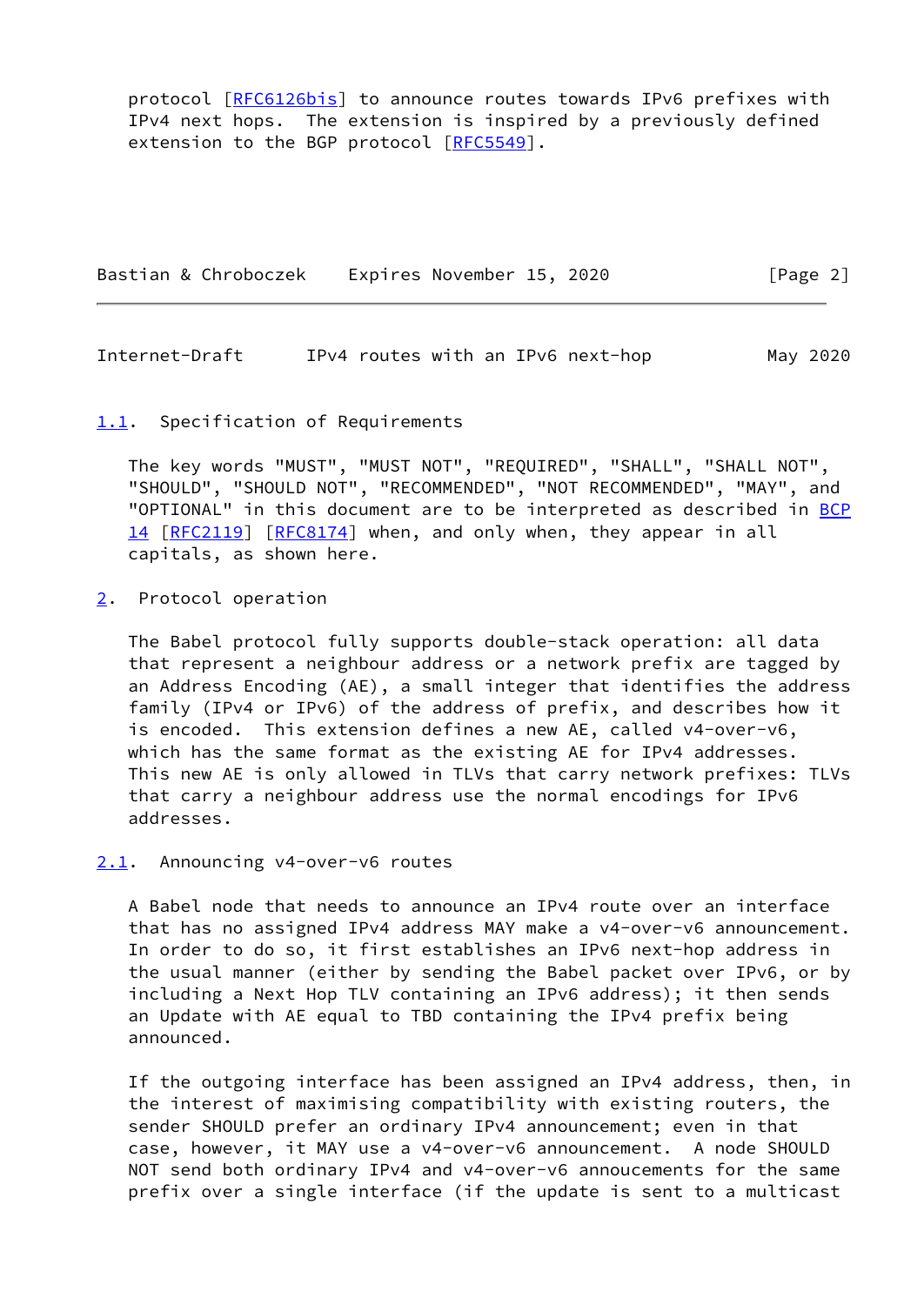protocol [RFC6126bis] to announce routes towards IPv6 prefixes with IPv4 next hops. The extension is inspired by a previously defined extension to the BGP protocol [RFC5549].

### 1.1. Specification of Requirements

The key words "MUST", "MUST NOT", "REQUIRED", "SHALL", "SHALL NOT", "SHOULD", "SHOULD NOT", "RECOMMENDED", "NOT RECOMMENDED", "MAY", and "OPTIONAL" in this document are to be interpreted as described in BCP 14 [RFC2119] [RFC8174] when, and only when, they appear in all capitals, as shown here.

## 2. Protocol operation

The Babel protocol fully supports double-stack operation: all data that represent a neighbour address or a network prefix are tagged by an Address Encoding (AE), a small integer that identifies the address family (IPv4 or IPv6) of the address of prefix, and describes how it is encoded. This extension defines a new AE, called v4-over-v6, which has the same format as the existing AE for IPv4 addresses. This new AE is only allowed in TLVs that carry network prefixes: TLVs that carry a neighbour address use the normal encodings for IPv6 addresses.

### 2.1. Announcing v4-over-v6 routes

A Babel node that needs to announce an IPv4 route over an interface that has no assigned IPv4 address MAY make a v4-over-v6 announcement. In order to do so, it first establishes an IPv6 next-hop address in the usual manner (either by sending the Babel packet over IPv6, or by including a Next Hop TLV containing an IPv6 address); it then sends an Update with AE equal to TBD containing the IPv4 prefix being announced.

If the outgoing interface has been assigned an IPv4 address, then, in the interest of maximising compatibility with existing routers, the sender SHOULD prefer an ordinary IPv4 announcement; even in that case, however, it MAY use a v4-over-v6 announcement. A node SHOULD NOT send both ordinary IPv4 and v4-over-v6 annoucements for the same prefix over a single interface (if the update is sent to a multicast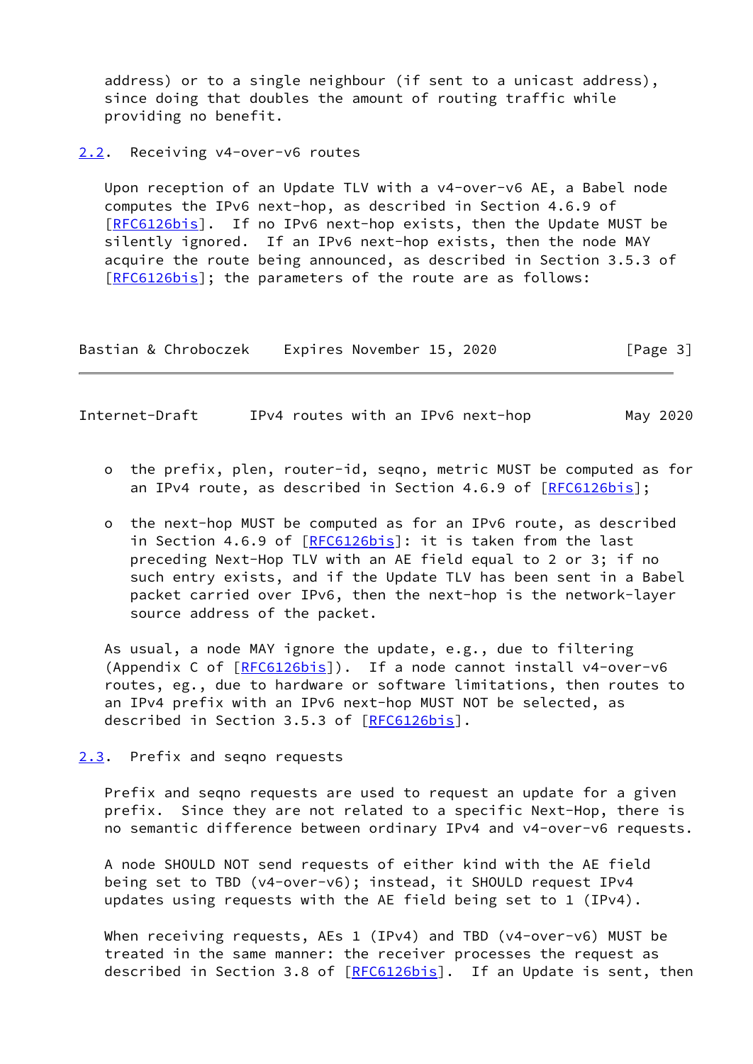address) or to a single neighbour (if sent to a unicast address), since doing that doubles the amount of routing traffic while providing no benefit.

## 2.2. Receiving v4-over-v6 routes

Upon reception of an Update TLV with a v4-over-v6 AE, a Babel node computes the IPv6 next-hop, as described in Section 4.6.9 of [RFC6126bis]. If no IPv6 next-hop exists, then the Update MUST be silently ignored. If an IPv6 next-hop exists, then the node MAY acquire the route being announced, as described in Section 3.5.3 of [RFC6126bis]; the parameters of the route are as follows:

- the prefix, plen, router-id, seqno, metric MUST be computed as for an IPv4 route, as described in Section 4.6.9 of [RFC6126bis];

- the next-hop MUST be computed as for an IPv6 route, as described in Section 4.6.9 of [RFC6126bis]: it is taken from the last preceding Next-Hop TLV with an AE field equal to 2 or 3; if no such entry exists, and if the Update TLV has been sent in a Babel packet carried over IPv6, then the next-hop is the network-layer source address of the packet.

As usual, a node MAY ignore the update, e.g., due to filtering (Appendix C of [RFC6126bis]). If a node cannot install v4-over-v6 routes, eg., due to hardware or software limitations, then routes to an IPv4 prefix with an IPv6 next-hop MUST NOT be selected, as described in Section 3.5.3 of [RFC6126bis].

## 2.3. Prefix and seqno requests

Prefix and seqno requests are used to request an update for a given prefix. Since they are not related to a specific Next-Hop, there is no semantic difference between ordinary IPv4 and v4-over-v6 requests.

A node SHOULD NOT send requests of either kind with the AE field being set to TBD (v4-over-v6); instead, it SHOULD request IPv4 updates using requests with the AE field being set to 1 (IPv4).

When receiving requests, AEs 1 (IPv4) and TBD (v4-over-v6) MUST be treated in the same manner: the receiver processes the request as described in Section 3.8 of [RFC6126bis]. If an Update is sent, then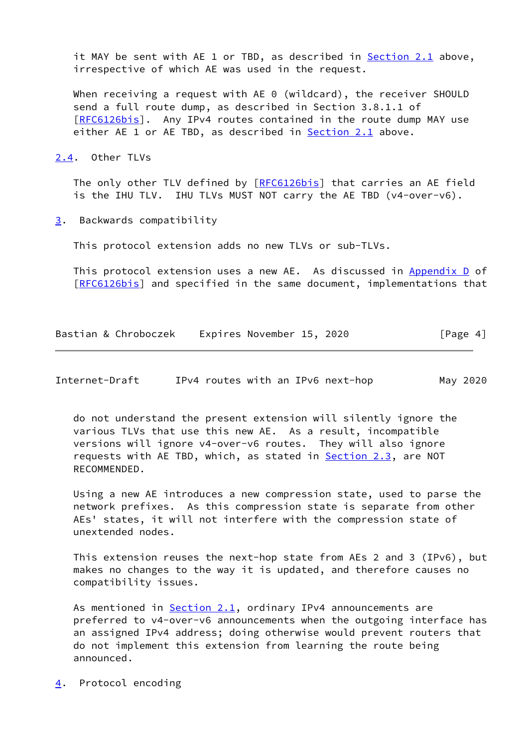it MAY be sent with AE 1 or TBD, as described in Section 2.1 above, irrespective of which AE was used in the request.

When receiving a request with AE 0 (wildcard), the receiver SHOULD send a full route dump, as described in Section 3.8.1.1 of [RFC6126bis]. Any IPv4 routes contained in the route dump MAY use either AE 1 or AE TBD, as described in Section 2.1 above.

## 2.4. Other TLVs

The only other TLV defined by [RFC6126bis] that carries an AE field is the IHU TLV. IHU TLVs MUST NOT carry the AE TBD (v4-over-v6).

# 3. Backwards compatibility

This protocol extension adds no new TLVs or sub-TLVs.

This protocol extension uses a new AE. As discussed in Appendix D of [RFC6126bis] and specified in the same document, implementations that do not understand the present extension will silently ignore the various TLVs that use this new AE. As a result, incompatible versions will ignore v4-over-v6 routes. They will also ignore requests with AE TBD, which, as stated in Section 2.3, are NOT RECOMMENDED.

Using a new AE introduces a new compression state, used to parse the network prefixes. As this compression state is separate from other AEs' states, it will not interfere with the compression state of unextended nodes.

This extension reuses the next-hop state from AEs 2 and 3 (IPv6), but makes no changes to the way it is updated, and therefore causes no compatibility issues.

As mentioned in Section 2.1, ordinary IPv4 announcements are preferred to v4-over-v6 announcements when the outgoing interface has an assigned IPv4 address; doing otherwise would prevent routers that do not implement this extension from learning the route being announced.

# 4. Protocol encoding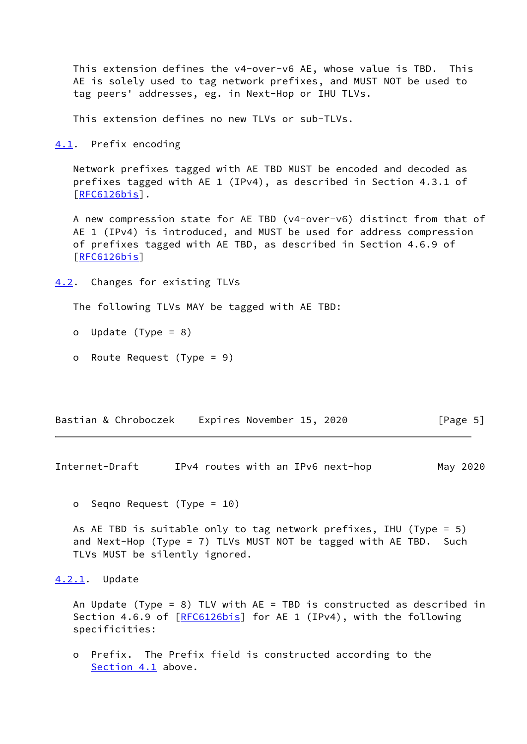This extension defines the v4-over-v6 AE, whose value is TBD. This AE is solely used to tag network prefixes, and MUST NOT be used to tag peers' addresses, eg. in Next-Hop or IHU TLVs.

This extension defines no new TLVs or sub-TLVs.

## 4.1. Prefix encoding

Network prefixes tagged with AE TBD MUST be encoded and decoded as prefixes tagged with AE 1 (IPv4), as described in Section 4.3.1 of [RFC6126bis].

A new compression state for AE TBD (v4-over-v6) distinct from that of AE 1 (IPv4) is introduced, and MUST be used for address compression of prefixes tagged with AE TBD, as described in Section 4.6.9 of [RFC6126bis]

## 4.2. Changes for existing TLVs

The following TLVs MAY be tagged with AE TBD:

- o Update (Type = 8)
- o Route Request (Type = 9)
- o Seqno Request (Type = 10)

As AE TBD is suitable only to tag network prefixes, IHU (Type = 5) and Next-Hop (Type = 7) TLVs MUST NOT be tagged with AE TBD. Such TLVs MUST be silently ignored.

### 4.2.1. Update

An Update (Type = 8) TLV with AE = TBD is constructed as described in Section 4.6.9 of [RFC6126bis] for AE 1 (IPv4), with the following specificities:

- o Prefix. The Prefix field is constructed according to the Section 4.1 above.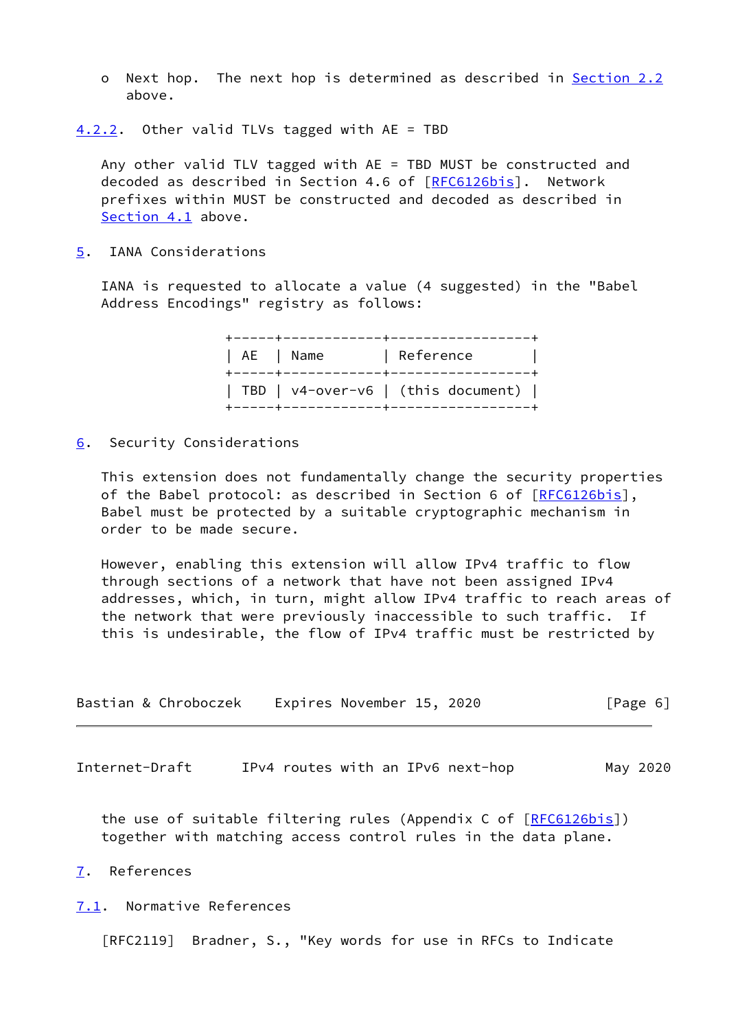- Next hop. The next hop is determined as described in Section 2.2 above.

### 4.2.2. Other valid TLVs tagged with AE = TBD

Any other valid TLV tagged with AE = TBD MUST be constructed and decoded as described in Section 4.6 of [RFC6126bis]. Network prefixes within MUST be constructed and decoded as described in Section 4.1 above.

## 5. IANA Considerations

IANA is requested to allocate a value (4 suggested) in the "Babel Address Encodings" registry as follows:

| AE | Name | Reference |
|---|---|---|
| TBD | v4-over-v6 | (this document) |

## 6. Security Considerations

This extension does not fundamentally change the security properties of the Babel protocol: as described in Section 6 of [RFC6126bis], Babel must be protected by a suitable cryptographic mechanism in order to be made secure.

However, enabling this extension will allow IPv4 traffic to flow through sections of a network that have not been assigned IPv4 addresses, which, in turn, might allow IPv4 traffic to reach areas of the network that were previously inaccessible to such traffic. If this is undesirable, the flow of IPv4 traffic must be restricted by the use of suitable filtering rules (Appendix C of [RFC6126bis]) together with matching access control rules in the data plane.

## 7. References

### 7.1. Normative References

[RFC2119] Bradner, S., "Key words for use in RFCs to Indicate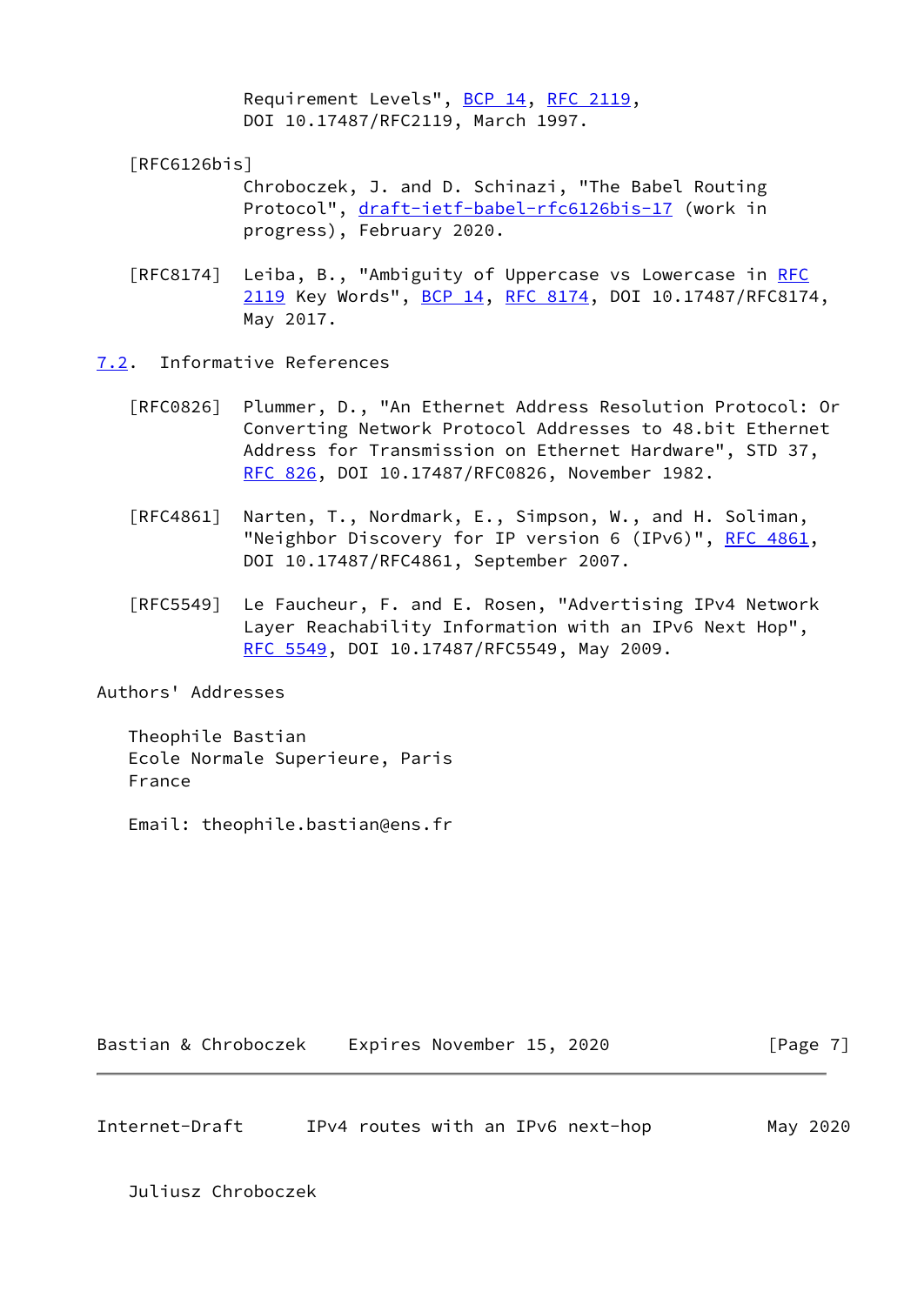Requirement Levels", BCP 14, RFC 2119, DOI 10.17487/RFC2119, March 1997.

[RFC6126bis]
Chroboczek, J. and D. Schinazi, "The Babel Routing Protocol", draft-ietf-babel-rfc6126bis-17 (work in progress), February 2020.

[RFC8174] Leiba, B., "Ambiguity of Uppercase vs Lowercase in RFC 2119 Key Words", BCP 14, RFC 8174, DOI 10.17487/RFC8174, May 2017.

### 7.2. Informative References

[RFC0826] Plummer, D., "An Ethernet Address Resolution Protocol: Or Converting Network Protocol Addresses to 48.bit Ethernet Address for Transmission on Ethernet Hardware", STD 37, RFC 826, DOI 10.17487/RFC0826, November 1982.

[RFC4861] Narten, T., Nordmark, E., Simpson, W., and H. Soliman, "Neighbor Discovery for IP version 6 (IPv6)", RFC 4861, DOI 10.17487/RFC4861, September 2007.

[RFC5549] Le Faucheur, F. and E. Rosen, "Advertising IPv4 Network Layer Reachability Information with an IPv6 Next Hop", RFC 5549, DOI 10.17487/RFC5549, May 2009.

## Authors' Addresses

Theophile Bastian
Ecole Normale Superieure, Paris
France

Email: theophile.bastian@ens.fr

Juliusz Chroboczek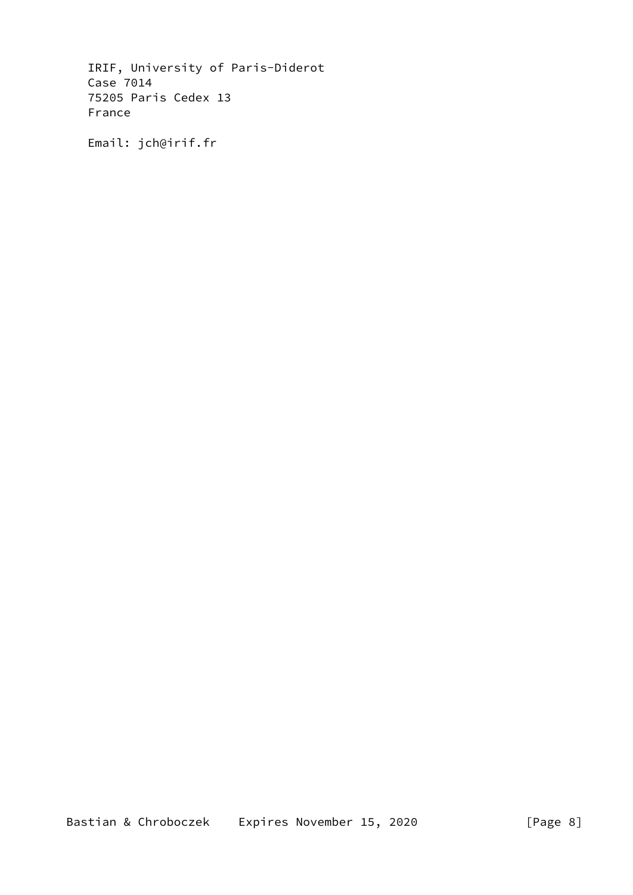IRIF, University of Paris-Diderot
Case 7014
75205 Paris Cedex 13
France

Email: jch@irif.fr